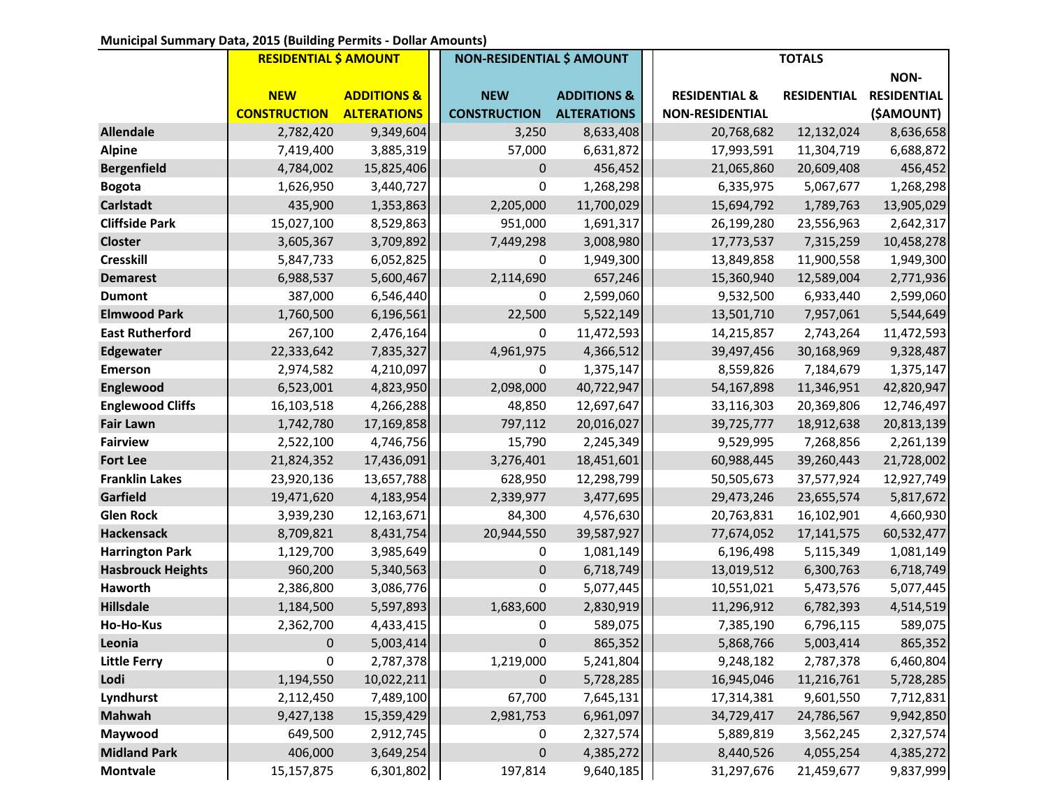**Municipal Summary Data, 2015 (Building Permits - Dollar Amounts)**

| | RESIDENTIAL $ AMOUNT | | NON-RESIDENTIAL $ AMOUNT | | TOTALS | | |
|---|---|---|---|---|---|---|---|
| | NEW CONSTRUCTION | ADDITIONS & ALTERATIONS | NEW CONSTRUCTION | ADDITIONS & ALTERATIONS | RESIDENTIAL & NON-RESIDENTIAL | RESIDENTIAL | NON-RESIDENTIAL ($AMOUNT) |
| **Allendale** | 2,782,420 | 9,349,604 | 3,250 | 8,633,408 | 20,768,682 | 12,132,024 | 8,636,658 |
| **Alpine** | 7,419,400 | 3,885,319 | 57,000 | 6,631,872 | 17,993,591 | 11,304,719 | 6,688,872 |
| **Bergenfield** | 4,784,002 | 15,825,406 | 0 | 456,452 | 21,065,860 | 20,609,408 | 456,452 |
| **Bogota** | 1,626,950 | 3,440,727 | 0 | 1,268,298 | 6,335,975 | 5,067,677 | 1,268,298 |
| **Carlstadt** | 435,900 | 1,353,863 | 2,205,000 | 11,700,029 | 15,694,792 | 1,789,763 | 13,905,029 |
| **Cliffside Park** | 15,027,100 | 8,529,863 | 951,000 | 1,691,317 | 26,199,280 | 23,556,963 | 2,642,317 |
| **Closter** | 3,605,367 | 3,709,892 | 7,449,298 | 3,008,980 | 17,773,537 | 7,315,259 | 10,458,278 |
| **Cresskill** | 5,847,733 | 6,052,825 | 0 | 1,949,300 | 13,849,858 | 11,900,558 | 1,949,300 |
| **Demarest** | 6,988,537 | 5,600,467 | 2,114,690 | 657,246 | 15,360,940 | 12,589,004 | 2,771,936 |
| **Dumont** | 387,000 | 6,546,440 | 0 | 2,599,060 | 9,532,500 | 6,933,440 | 2,599,060 |
| **Elmwood Park** | 1,760,500 | 6,196,561 | 22,500 | 5,522,149 | 13,501,710 | 7,957,061 | 5,544,649 |
| **East Rutherford** | 267,100 | 2,476,164 | 0 | 11,472,593 | 14,215,857 | 2,743,264 | 11,472,593 |
| **Edgewater** | 22,333,642 | 7,835,327 | 4,961,975 | 4,366,512 | 39,497,456 | 30,168,969 | 9,328,487 |
| **Emerson** | 2,974,582 | 4,210,097 | 0 | 1,375,147 | 8,559,826 | 7,184,679 | 1,375,147 |
| **Englewood** | 6,523,001 | 4,823,950 | 2,098,000 | 40,722,947 | 54,167,898 | 11,346,951 | 42,820,947 |
| **Englewood Cliffs** | 16,103,518 | 4,266,288 | 48,850 | 12,697,647 | 33,116,303 | 20,369,806 | 12,746,497 |
| **Fair Lawn** | 1,742,780 | 17,169,858 | 797,112 | 20,016,027 | 39,725,777 | 18,912,638 | 20,813,139 |
| **Fairview** | 2,522,100 | 4,746,756 | 15,790 | 2,245,349 | 9,529,995 | 7,268,856 | 2,261,139 |
| **Fort Lee** | 21,824,352 | 17,436,091 | 3,276,401 | 18,451,601 | 60,988,445 | 39,260,443 | 21,728,002 |
| **Franklin Lakes** | 23,920,136 | 13,657,788 | 628,950 | 12,298,799 | 50,505,673 | 37,577,924 | 12,927,749 |
| **Garfield** | 19,471,620 | 4,183,954 | 2,339,977 | 3,477,695 | 29,473,246 | 23,655,574 | 5,817,672 |
| **Glen Rock** | 3,939,230 | 12,163,671 | 84,300 | 4,576,630 | 20,763,831 | 16,102,901 | 4,660,930 |
| **Hackensack** | 8,709,821 | 8,431,754 | 20,944,550 | 39,587,927 | 77,674,052 | 17,141,575 | 60,532,477 |
| **Harrington Park** | 1,129,700 | 3,985,649 | 0 | 1,081,149 | 6,196,498 | 5,115,349 | 1,081,149 |
| **Hasbrouck Heights** | 960,200 | 5,340,563 | 0 | 6,718,749 | 13,019,512 | 6,300,763 | 6,718,749 |
| **Haworth** | 2,386,800 | 3,086,776 | 0 | 5,077,445 | 10,551,021 | 5,473,576 | 5,077,445 |
| **Hillsdale** | 1,184,500 | 5,597,893 | 1,683,600 | 2,830,919 | 11,296,912 | 6,782,393 | 4,514,519 |
| **Ho-Ho-Kus** | 2,362,700 | 4,433,415 | 0 | 589,075 | 7,385,190 | 6,796,115 | 589,075 |
| **Leonia** | 0 | 5,003,414 | 0 | 865,352 | 5,868,766 | 5,003,414 | 865,352 |
| **Little Ferry** | 0 | 2,787,378 | 1,219,000 | 5,241,804 | 9,248,182 | 2,787,378 | 6,460,804 |
| **Lodi** | 1,194,550 | 10,022,211 | 0 | 5,728,285 | 16,945,046 | 11,216,761 | 5,728,285 |
| **Lyndhurst** | 2,112,450 | 7,489,100 | 67,700 | 7,645,131 | 17,314,381 | 9,601,550 | 7,712,831 |
| **Mahwah** | 9,427,138 | 15,359,429 | 2,981,753 | 6,961,097 | 34,729,417 | 24,786,567 | 9,942,850 |
| **Maywood** | 649,500 | 2,912,745 | 0 | 2,327,574 | 5,889,819 | 3,562,245 | 2,327,574 |
| **Midland Park** | 406,000 | 3,649,254 | 0 | 4,385,272 | 8,440,526 | 4,055,254 | 4,385,272 |
| **Montvale** | 15,157,875 | 6,301,802 | 197,814 | 9,640,185 | 31,297,676 | 21,459,677 | 9,837,999 |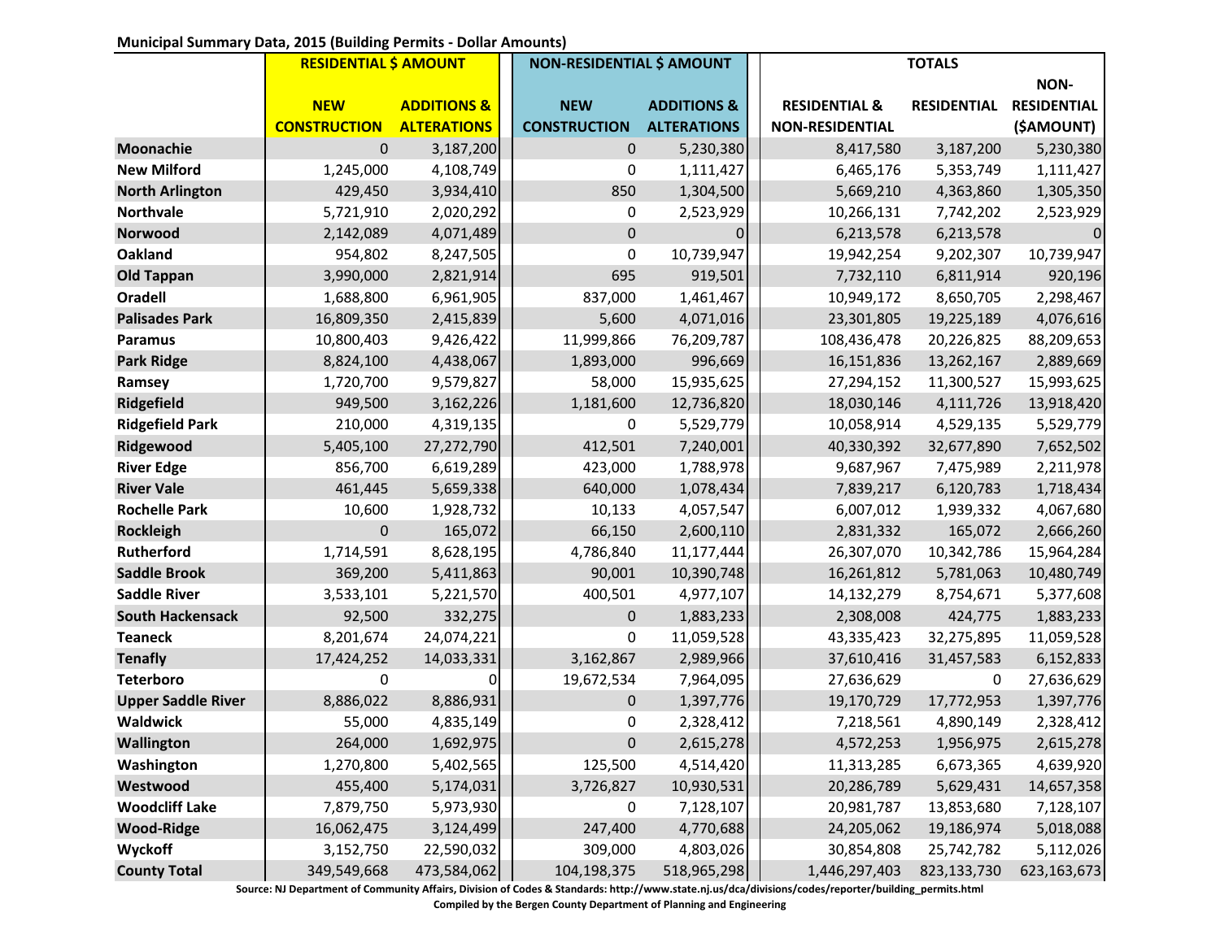**Municipal Summary Data, 2015 (Building Permits - Dollar Amounts)**

| | RESIDENTIAL $ AMOUNT | | NON-RESIDENTIAL $ AMOUNT | | TOTALS | | |
|---|---|---|---|---|---|---|---|
| | NEW CONSTRUCTION | ADDITIONS & ALTERATIONS | NEW CONSTRUCTION | ADDITIONS & ALTERATIONS | RESIDENTIAL & NON-RESIDENTIAL | RESIDENTIAL | NON-RESIDENTIAL ($AMOUNT) |
| **Moonachie** | 0 | 3,187,200 | 0 | 5,230,380 | 8,417,580 | 3,187,200 | 5,230,380 |
| **New Milford** | 1,245,000 | 4,108,749 | 0 | 1,111,427 | 6,465,176 | 5,353,749 | 1,111,427 |
| **North Arlington** | 429,450 | 3,934,410 | 850 | 1,304,500 | 5,669,210 | 4,363,860 | 1,305,350 |
| **Northvale** | 5,721,910 | 2,020,292 | 0 | 2,523,929 | 10,266,131 | 7,742,202 | 2,523,929 |
| **Norwood** | 2,142,089 | 4,071,489 | 0 | 0 | 6,213,578 | 6,213,578 | 0 |
| **Oakland** | 954,802 | 8,247,505 | 0 | 10,739,947 | 19,942,254 | 9,202,307 | 10,739,947 |
| **Old Tappan** | 3,990,000 | 2,821,914 | 695 | 919,501 | 7,732,110 | 6,811,914 | 920,196 |
| **Oradell** | 1,688,800 | 6,961,905 | 837,000 | 1,461,467 | 10,949,172 | 8,650,705 | 2,298,467 |
| **Palisades Park** | 16,809,350 | 2,415,839 | 5,600 | 4,071,016 | 23,301,805 | 19,225,189 | 4,076,616 |
| **Paramus** | 10,800,403 | 9,426,422 | 11,999,866 | 76,209,787 | 108,436,478 | 20,226,825 | 88,209,653 |
| **Park Ridge** | 8,824,100 | 4,438,067 | 1,893,000 | 996,669 | 16,151,836 | 13,262,167 | 2,889,669 |
| **Ramsey** | 1,720,700 | 9,579,827 | 58,000 | 15,935,625 | 27,294,152 | 11,300,527 | 15,993,625 |
| **Ridgefield** | 949,500 | 3,162,226 | 1,181,600 | 12,736,820 | 18,030,146 | 4,111,726 | 13,918,420 |
| **Ridgefield Park** | 210,000 | 4,319,135 | 0 | 5,529,779 | 10,058,914 | 4,529,135 | 5,529,779 |
| **Ridgewood** | 5,405,100 | 27,272,790 | 412,501 | 7,240,001 | 40,330,392 | 32,677,890 | 7,652,502 |
| **River Edge** | 856,700 | 6,619,289 | 423,000 | 1,788,978 | 9,687,967 | 7,475,989 | 2,211,978 |
| **River Vale** | 461,445 | 5,659,338 | 640,000 | 1,078,434 | 7,839,217 | 6,120,783 | 1,718,434 |
| **Rochelle Park** | 10,600 | 1,928,732 | 10,133 | 4,057,547 | 6,007,012 | 1,939,332 | 4,067,680 |
| **Rockleigh** | 0 | 165,072 | 66,150 | 2,600,110 | 2,831,332 | 165,072 | 2,666,260 |
| **Rutherford** | 1,714,591 | 8,628,195 | 4,786,840 | 11,177,444 | 26,307,070 | 10,342,786 | 15,964,284 |
| **Saddle Brook** | 369,200 | 5,411,863 | 90,001 | 10,390,748 | 16,261,812 | 5,781,063 | 10,480,749 |
| **Saddle River** | 3,533,101 | 5,221,570 | 400,501 | 4,977,107 | 14,132,279 | 8,754,671 | 5,377,608 |
| **South Hackensack** | 92,500 | 332,275 | 0 | 1,883,233 | 2,308,008 | 424,775 | 1,883,233 |
| **Teaneck** | 8,201,674 | 24,074,221 | 0 | 11,059,528 | 43,335,423 | 32,275,895 | 11,059,528 |
| **Tenafly** | 17,424,252 | 14,033,331 | 3,162,867 | 2,989,966 | 37,610,416 | 31,457,583 | 6,152,833 |
| **Teterboro** | 0 | 0 | 19,672,534 | 7,964,095 | 27,636,629 | 0 | 27,636,629 |
| **Upper Saddle River** | 8,886,022 | 8,886,931 | 0 | 1,397,776 | 19,170,729 | 17,772,953 | 1,397,776 |
| **Waldwick** | 55,000 | 4,835,149 | 0 | 2,328,412 | 7,218,561 | 4,890,149 | 2,328,412 |
| **Wallington** | 264,000 | 1,692,975 | 0 | 2,615,278 | 4,572,253 | 1,956,975 | 2,615,278 |
| **Washington** | 1,270,800 | 5,402,565 | 125,500 | 4,514,420 | 11,313,285 | 6,673,365 | 4,639,920 |
| **Westwood** | 455,400 | 5,174,031 | 3,726,827 | 10,930,531 | 20,286,789 | 5,629,431 | 14,657,358 |
| **Woodcliff Lake** | 7,879,750 | 5,973,930 | 0 | 7,128,107 | 20,981,787 | 13,853,680 | 7,128,107 |
| **Wood-Ridge** | 16,062,475 | 3,124,499 | 247,400 | 4,770,688 | 24,205,062 | 19,186,974 | 5,018,088 |
| **Wyckoff** | 3,152,750 | 22,590,032 | 309,000 | 4,803,026 | 30,854,808 | 25,742,782 | 5,112,026 |
| **County Total** | 349,549,668 | 473,584,062 | 104,198,375 | 518,965,298 | 1,446,297,403 | 823,133,730 | 623,163,673 |

**Source: NJ Department of Community Affairs, Division of Codes & Standards: http://www.state.nj.us/dca/divisions/codes/reporter/building_permits.html**

**Compiled by the Bergen County Department of Planning and Engineering**